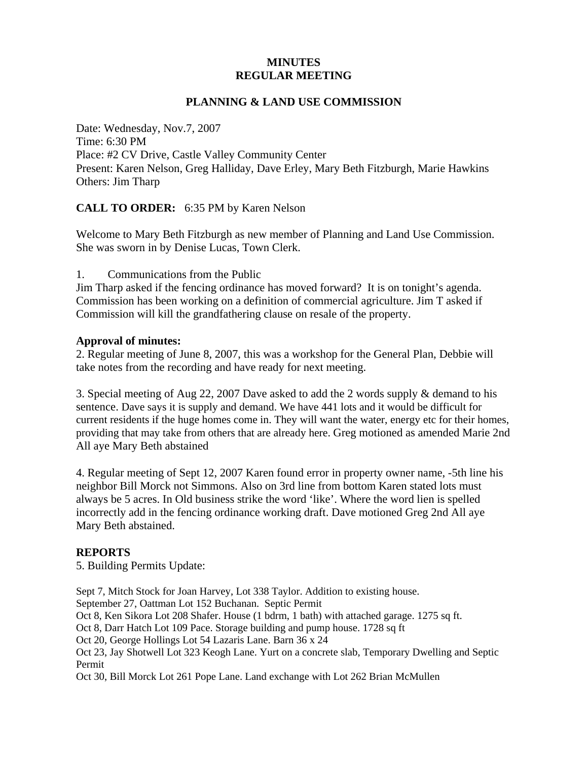**MINUTES**
**REGULAR MEETING**

**PLANNING & LAND USE COMMISSION**

Date: Wednesday, Nov.7, 2007
Time: 6:30 PM
Place: #2 CV Drive, Castle Valley Community Center
Present: Karen Nelson, Greg Halliday, Dave Erley, Mary Beth Fitzburgh, Marie Hawkins
Others: Jim Tharp

**CALL TO ORDER:** 6:35 PM by Karen Nelson

Welcome to Mary Beth Fitzburgh as new member of Planning and Land Use Commission. She was sworn in by Denise Lucas, Town Clerk.

1. Communications from the Public

Jim Tharp asked if the fencing ordinance has moved forward? It is on tonight's agenda. Commission has been working on a definition of commercial agriculture. Jim T asked if Commission will kill the grandfathering clause on resale of the property.

**Approval of minutes:**

2. Regular meeting of June 8, 2007, this was a workshop for the General Plan, Debbie will take notes from the recording and have ready for next meeting.

3. Special meeting of Aug 22, 2007 Dave asked to add the 2 words supply & demand to his sentence. Dave says it is supply and demand. We have 441 lots and it would be difficult for current residents if the huge homes come in. They will want the water, energy etc for their homes, providing that may take from others that are already here. Greg motioned as amended Marie 2nd All aye Mary Beth abstained

4. Regular meeting of Sept 12, 2007 Karen found error in property owner name, -5th line his neighbor Bill Morck not Simmons. Also on 3rd line from bottom Karen stated lots must always be 5 acres. In Old business strike the word 'like'. Where the word lien is spelled incorrectly add in the fencing ordinance working draft. Dave motioned Greg 2nd All aye Mary Beth abstained.

**REPORTS**

5. Building Permits Update:

Sept 7, Mitch Stock for Joan Harvey, Lot 338 Taylor. Addition to existing house.
September 27, Oattman Lot 152 Buchanan. Septic Permit
Oct 8, Ken Sikora Lot 208 Shafer. House (1 bdrm, 1 bath) with attached garage. 1275 sq ft.
Oct 8, Darr Hatch Lot 109 Pace. Storage building and pump house. 1728 sq ft
Oct 20, George Hollings Lot 54 Lazaris Lane. Barn 36 x 24
Oct 23, Jay Shotwell Lot 323 Keogh Lane. Yurt on a concrete slab, Temporary Dwelling and Septic Permit
Oct 30, Bill Morck Lot 261 Pope Lane. Land exchange with Lot 262 Brian McMullen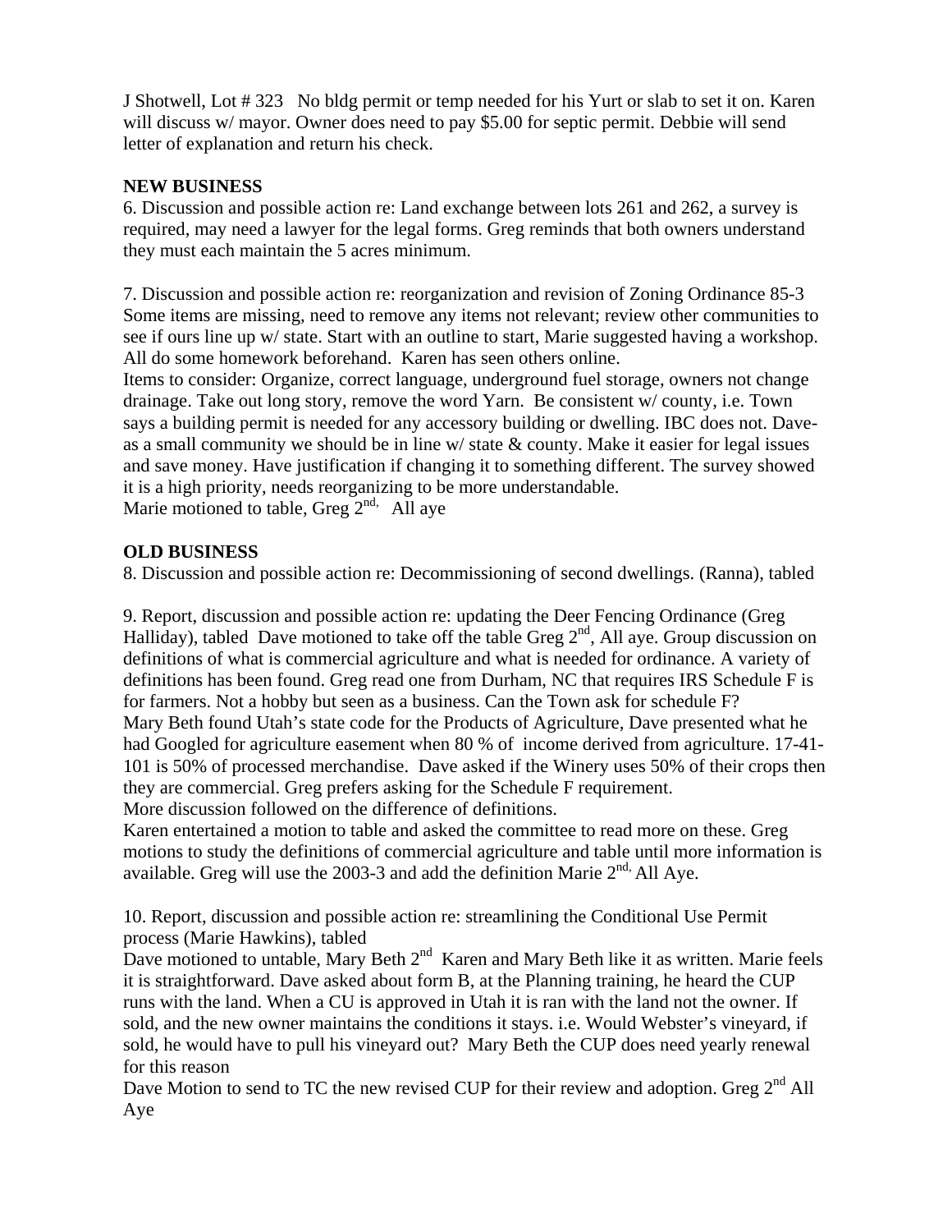J Shotwell, Lot # 323   No bldg permit or temp needed for his Yurt or slab to set it on. Karen will discuss w/ mayor. Owner does need to pay $5.00 for septic permit. Debbie will send letter of explanation and return his check.

**NEW BUSINESS**

6. Discussion and possible action re: Land exchange between lots 261 and 262, a survey is required, may need a lawyer for the legal forms. Greg reminds that both owners understand they must each maintain the 5 acres minimum.

7. Discussion and possible action re: reorganization and revision of Zoning Ordinance 85-3 Some items are missing, need to remove any items not relevant; review other communities to see if ours line up w/ state. Start with an outline to start, Marie suggested having a workshop. All do some homework beforehand. Karen has seen others online.
Items to consider: Organize, correct language, underground fuel storage, owners not change drainage. Take out long story, remove the word Yarn. Be consistent w/ county, i.e. Town says a building permit is needed for any accessory building or dwelling. IBC does not. Dave- as a small community we should be in line w/ state & county. Make it easier for legal issues and save money. Have justification if changing it to something different. The survey showed it is a high priority, needs reorganizing to be more understandable.
Marie motioned to table, Greg 2nd, All aye

**OLD BUSINESS**

8. Discussion and possible action re: Decommissioning of second dwellings. (Ranna), tabled

9. Report, discussion and possible action re: updating the Deer Fencing Ordinance (Greg Halliday), tabled Dave motioned to take off the table Greg 2nd, All aye. Group discussion on definitions of what is commercial agriculture and what is needed for ordinance. A variety of definitions has been found. Greg read one from Durham, NC that requires IRS Schedule F is for farmers. Not a hobby but seen as a business. Can the Town ask for schedule F?
Mary Beth found Utah's state code for the Products of Agriculture, Dave presented what he had Googled for agriculture easement when 80 % of income derived from agriculture. 17-41-101 is 50% of processed merchandise. Dave asked if the Winery uses 50% of their crops then they are commercial. Greg prefers asking for the Schedule F requirement.
More discussion followed on the difference of definitions.
Karen entertained a motion to table and asked the committee to read more on these. Greg motions to study the definitions of commercial agriculture and table until more information is available. Greg will use the 2003-3 and add the definition Marie 2nd, All Aye.

10. Report, discussion and possible action re: streamlining the Conditional Use Permit process (Marie Hawkins), tabled
Dave motioned to untable, Mary Beth 2nd Karen and Mary Beth like it as written. Marie feels it is straightforward. Dave asked about form B, at the Planning training, he heard the CUP runs with the land. When a CU is approved in Utah it is ran with the land not the owner. If sold, and the new owner maintains the conditions it stays. i.e. Would Webster's vineyard, if sold, he would have to pull his vineyard out? Mary Beth the CUP does need yearly renewal for this reason
Dave Motion to send to TC the new revised CUP for their review and adoption. Greg 2nd All Aye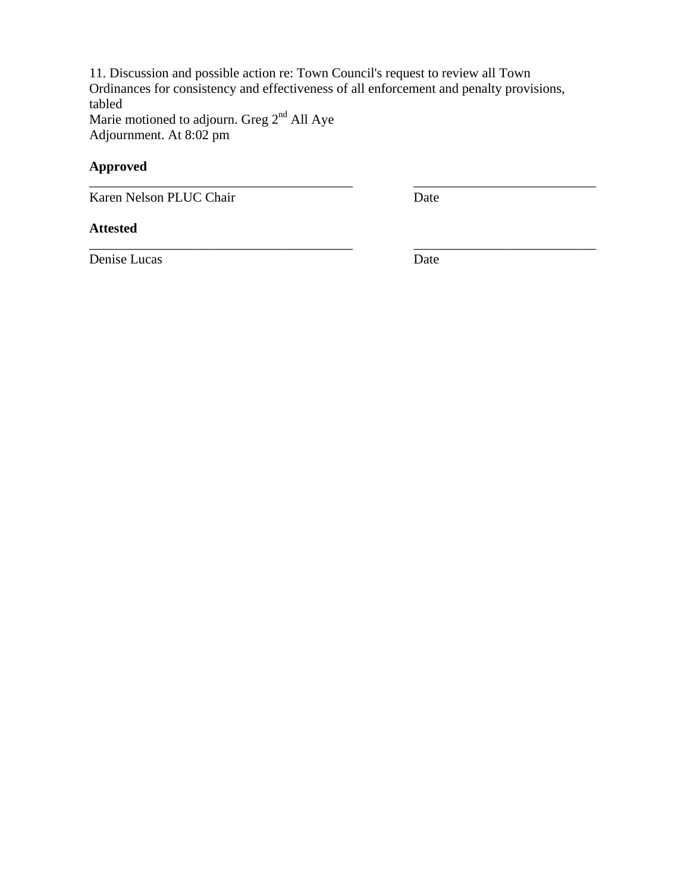11. Discussion and possible action re: Town Council's request to review all Town Ordinances for consistency and effectiveness of all enforcement and penalty provisions, tabled

Marie motioned to adjourn. Greg 2nd All Aye

Adjournment. At 8:02 pm

**Approved**

\_\_\_\_\_\_\_\_\_\_\_\_\_\_\_\_\_\_\_\_\_\_\_\_\_\_\_\_\_\_\_\_\_\_\_\_\_\_\_\_ \_\_\_\_\_\_\_\_\_\_\_\_\_\_\_\_\_\_\_\_\_\_\_\_\_\_\_\_

Karen Nelson PLUC Chair Date

**Attested**

\_\_\_\_\_\_\_\_\_\_\_\_\_\_\_\_\_\_\_\_\_\_\_\_\_\_\_\_\_\_\_\_\_\_\_\_\_\_\_\_ \_\_\_\_\_\_\_\_\_\_\_\_\_\_\_\_\_\_\_\_\_\_\_\_\_\_\_\_

Denise Lucas Date